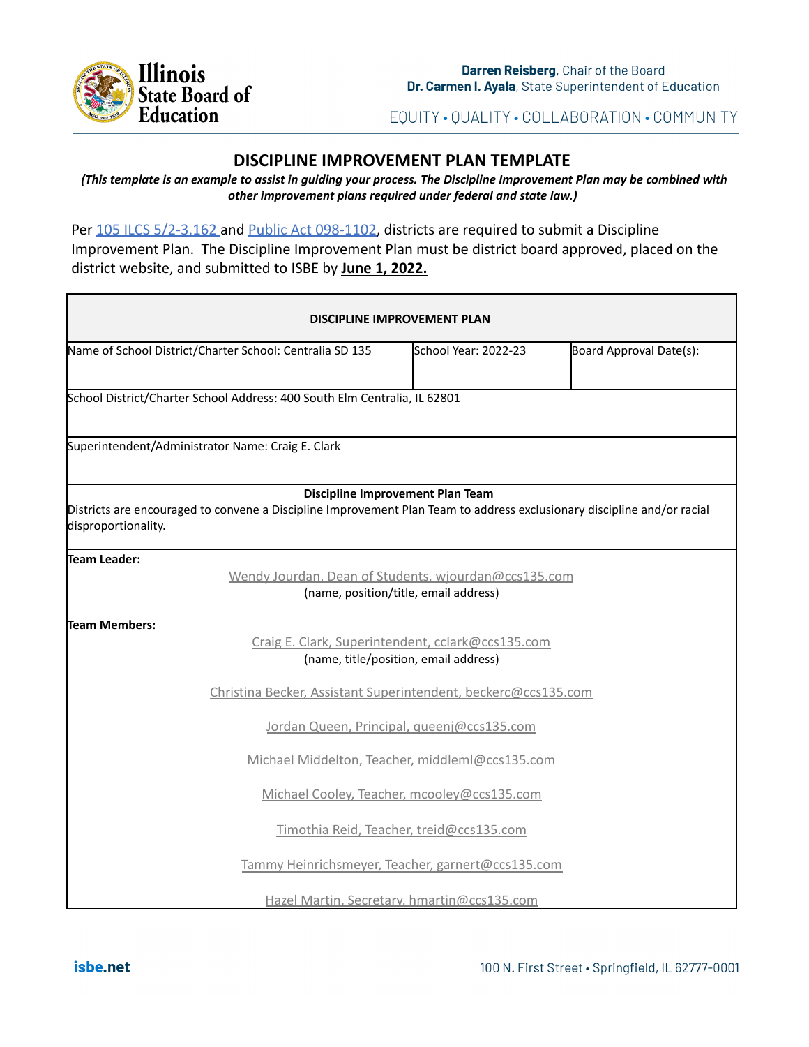Darren Reisberg, Chair of the Board
Dr. Carmen I. Ayala, State Superintendent of Education

EQUITY • QUALITY • COLLABORATION • COMMUNITY

# DISCIPLINE IMPROVEMENT PLAN TEMPLATE

***(This template is an example to assist in guiding your process. The Discipline Improvement Plan may be combined with other improvement plans required under federal and state law.)***

Per 105 ILCS 5/2-3.162 and Public Act 098-1102, districts are required to submit a Discipline Improvement Plan. The Discipline Improvement Plan must be district board approved, placed on the district website, and submitted to ISBE by **June 1, 2022.**

| **DISCIPLINE IMPROVEMENT PLAN** | | |
|---|---|---|
| Name of School District/Charter School: Centralia SD 135 | School Year: 2022-23 | Board Approval Date(s): |
| School District/Charter School Address: 400 South Elm Centralia, IL 62801 | | |
| Superintendent/Administrator Name: Craig E. Clark | | |

**Discipline Improvement Plan Team**

Districts are encouraged to convene a Discipline Improvement Plan Team to address exclusionary discipline and/or racial disproportionality.

**Team Leader:**

Wendy Jourdan, Dean of Students, wjourdan@ccs135.com
(name, position/title, email address)

**Team Members:**

Craig E. Clark, Superintendent, cclark@ccs135.com
(name, title/position, email address)

Christina Becker, Assistant Superintendent, beckerc@ccs135.com

Jordan Queen, Principal, queenj@ccs135.com

Michael Middelton, Teacher, middleml@ccs135.com

Michael Cooley, Teacher, mcooley@ccs135.com

Timothia Reid, Teacher, treid@ccs135.com

Tammy Heinrichsmeyer, Teacher, garnert@ccs135.com

Hazel Martin, Secretary, hmartin@ccs135.com

isbe.net

100 N. First Street • Springfield, IL 62777-0001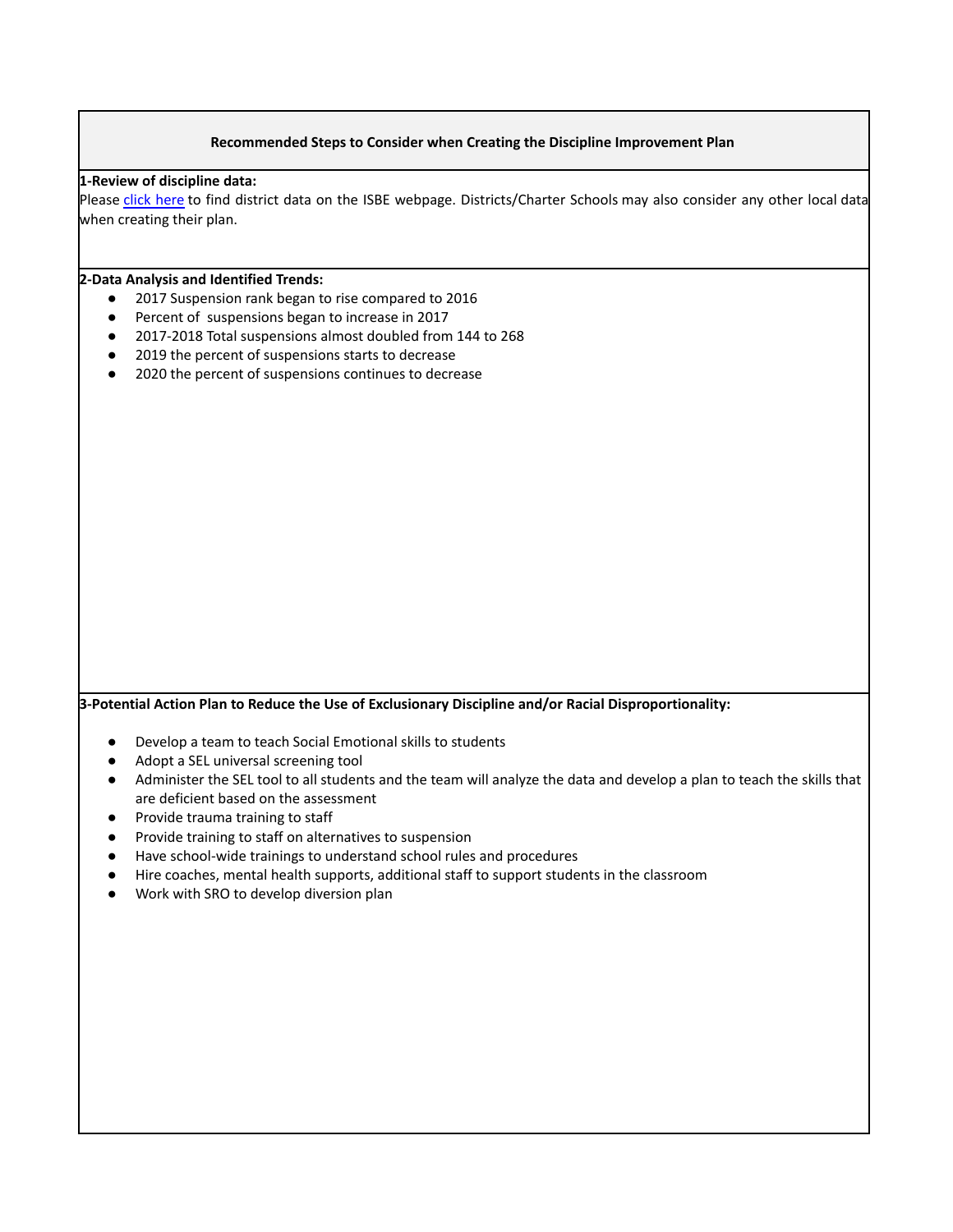**Recommended Steps to Consider when Creating the Discipline Improvement Plan**

**1-Review of discipline data:**

Please [click here](#) to find district data on the ISBE webpage. Districts/Charter Schools may also consider any other local data when creating their plan.

**2-Data Analysis and Identified Trends:**

- 2017 Suspension rank began to rise compared to 2016
- Percent of suspensions began to increase in 2017
- 2017-2018 Total suspensions almost doubled from 144 to 268
- 2019 the percent of suspensions starts to decrease
- 2020 the percent of suspensions continues to decrease

**3-Potential Action Plan to Reduce the Use of Exclusionary Discipline and/or Racial Disproportionality:**

- Develop a team to teach Social Emotional skills to students
- Adopt a SEL universal screening tool
- Administer the SEL tool to all students and the team will analyze the data and develop a plan to teach the skills that are deficient based on the assessment
- Provide trauma training to staff
- Provide training to staff on alternatives to suspension
- Have school-wide trainings to understand school rules and procedures
- Hire coaches, mental health supports, additional staff to support students in the classroom
- Work with SRO to develop diversion plan